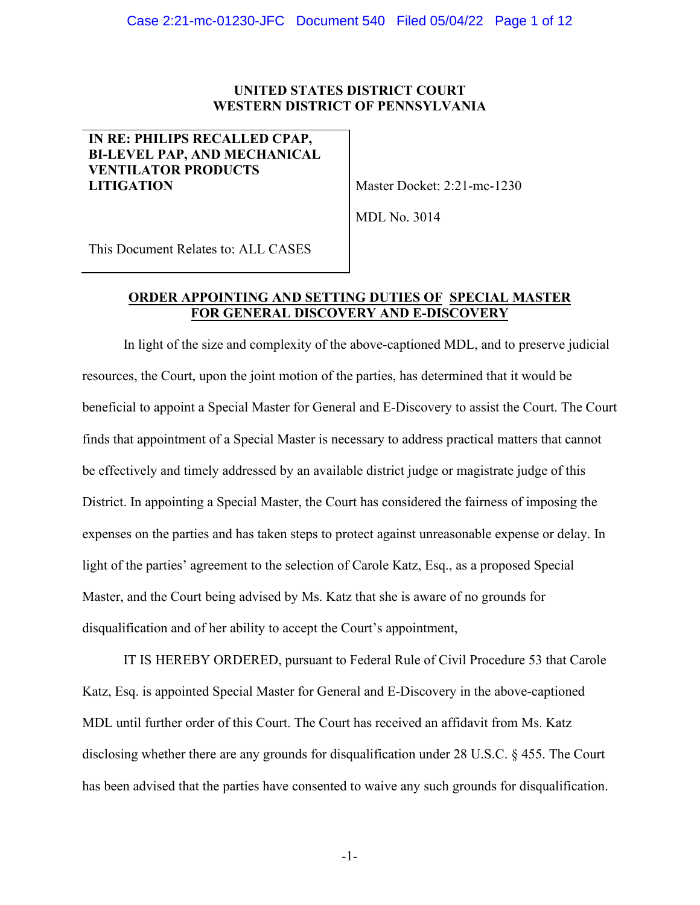**UNITED STATES DISTRICT COURT**
**WESTERN DISTRICT OF PENNSYLVANIA**

| | |
|---|---|
| **IN RE: PHILIPS RECALLED CPAP, BI-LEVEL PAP, AND MECHANICAL VENTILATOR PRODUCTS LITIGATION** | Master Docket: 2:21-mc-1230 |
| | MDL No. 3014 |
| This Document Relates to: ALL CASES | |

**ORDER APPOINTING AND SETTING DUTIES OF SPECIAL MASTER FOR GENERAL DISCOVERY AND E-DISCOVERY**

In light of the size and complexity of the above-captioned MDL, and to preserve judicial resources, the Court, upon the joint motion of the parties, has determined that it would be beneficial to appoint a Special Master for General and E-Discovery to assist the Court. The Court finds that appointment of a Special Master is necessary to address practical matters that cannot be effectively and timely addressed by an available district judge or magistrate judge of this District. In appointing a Special Master, the Court has considered the fairness of imposing the expenses on the parties and has taken steps to protect against unreasonable expense or delay. In light of the parties' agreement to the selection of Carole Katz, Esq., as a proposed Special Master, and the Court being advised by Ms. Katz that she is aware of no grounds for disqualification and of her ability to accept the Court's appointment,

IT IS HEREBY ORDERED, pursuant to Federal Rule of Civil Procedure 53 that Carole Katz, Esq. is appointed Special Master for General and E-Discovery in the above-captioned MDL until further order of this Court. The Court has received an affidavit from Ms. Katz disclosing whether there are any grounds for disqualification under 28 U.S.C. § 455. The Court has been advised that the parties have consented to waive any such grounds for disqualification.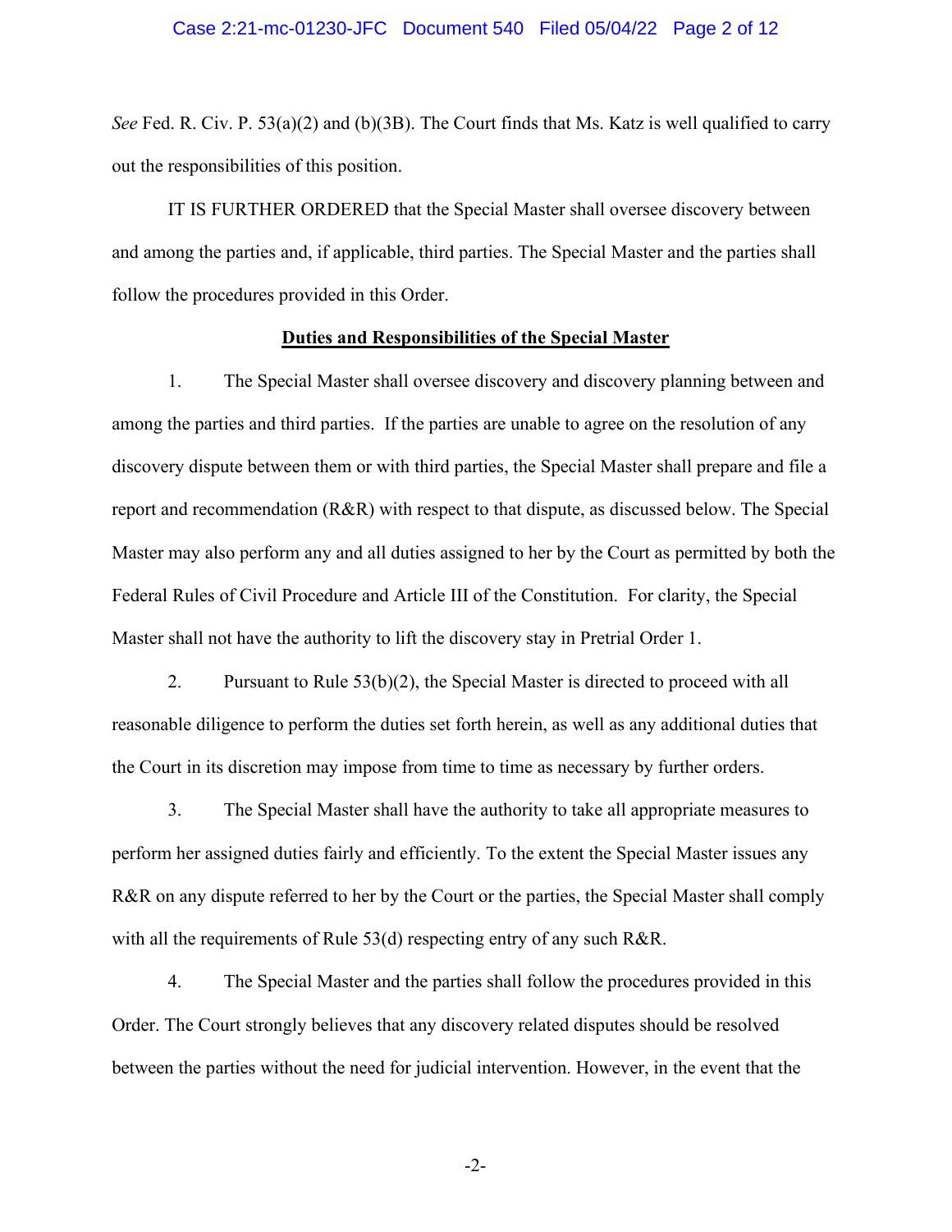*See* Fed. R. Civ. P. 53(a)(2) and (b)(3B). The Court finds that Ms. Katz is well qualified to carry out the responsibilities of this position.

IT IS FURTHER ORDERED that the Special Master shall oversee discovery between and among the parties and, if applicable, third parties. The Special Master and the parties shall follow the procedures provided in this Order.

**Duties and Responsibilities of the Special Master**

1. The Special Master shall oversee discovery and discovery planning between and among the parties and third parties. If the parties are unable to agree on the resolution of any discovery dispute between them or with third parties, the Special Master shall prepare and file a report and recommendation (R&R) with respect to that dispute, as discussed below. The Special Master may also perform any and all duties assigned to her by the Court as permitted by both the Federal Rules of Civil Procedure and Article III of the Constitution. For clarity, the Special Master shall not have the authority to lift the discovery stay in Pretrial Order 1.

2. Pursuant to Rule 53(b)(2), the Special Master is directed to proceed with all reasonable diligence to perform the duties set forth herein, as well as any additional duties that the Court in its discretion may impose from time to time as necessary by further orders.

3. The Special Master shall have the authority to take all appropriate measures to perform her assigned duties fairly and efficiently. To the extent the Special Master issues any R&R on any dispute referred to her by the Court or the parties, the Special Master shall comply with all the requirements of Rule 53(d) respecting entry of any such R&R.

4. The Special Master and the parties shall follow the procedures provided in this Order. The Court strongly believes that any discovery related disputes should be resolved between the parties without the need for judicial intervention. However, in the event that the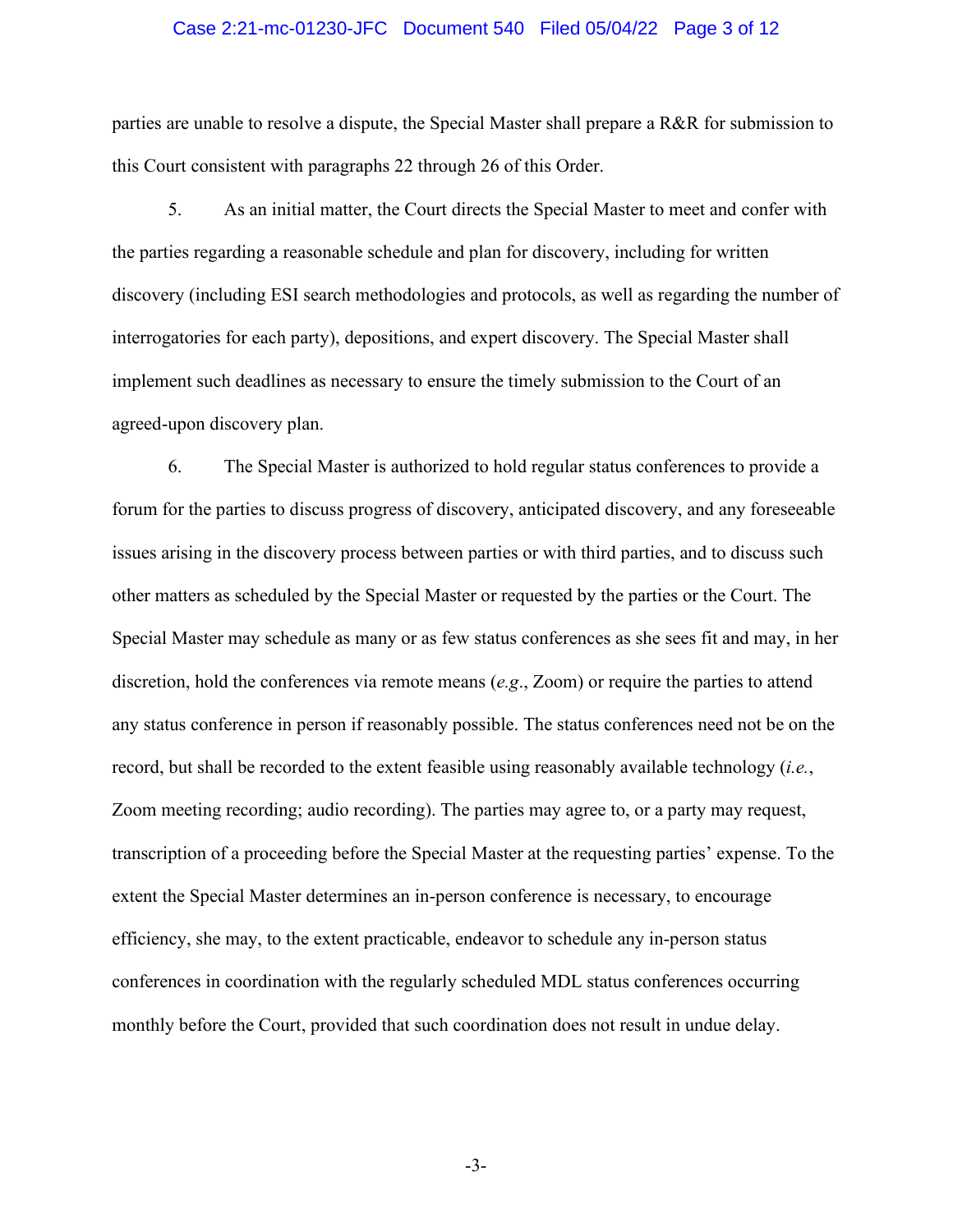parties are unable to resolve a dispute, the Special Master shall prepare a R&R for submission to this Court consistent with paragraphs 22 through 26 of this Order.

5. As an initial matter, the Court directs the Special Master to meet and confer with the parties regarding a reasonable schedule and plan for discovery, including for written discovery (including ESI search methodologies and protocols, as well as regarding the number of interrogatories for each party), depositions, and expert discovery. The Special Master shall implement such deadlines as necessary to ensure the timely submission to the Court of an agreed-upon discovery plan.

6. The Special Master is authorized to hold regular status conferences to provide a forum for the parties to discuss progress of discovery, anticipated discovery, and any foreseeable issues arising in the discovery process between parties or with third parties, and to discuss such other matters as scheduled by the Special Master or requested by the parties or the Court. The Special Master may schedule as many or as few status conferences as she sees fit and may, in her discretion, hold the conferences via remote means (*e.g.*, Zoom) or require the parties to attend any status conference in person if reasonably possible. The status conferences need not be on the record, but shall be recorded to the extent feasible using reasonably available technology (*i.e.*, Zoom meeting recording; audio recording). The parties may agree to, or a party may request, transcription of a proceeding before the Special Master at the requesting parties' expense. To the extent the Special Master determines an in-person conference is necessary, to encourage efficiency, she may, to the extent practicable, endeavor to schedule any in-person status conferences in coordination with the regularly scheduled MDL status conferences occurring monthly before the Court, provided that such coordination does not result in undue delay.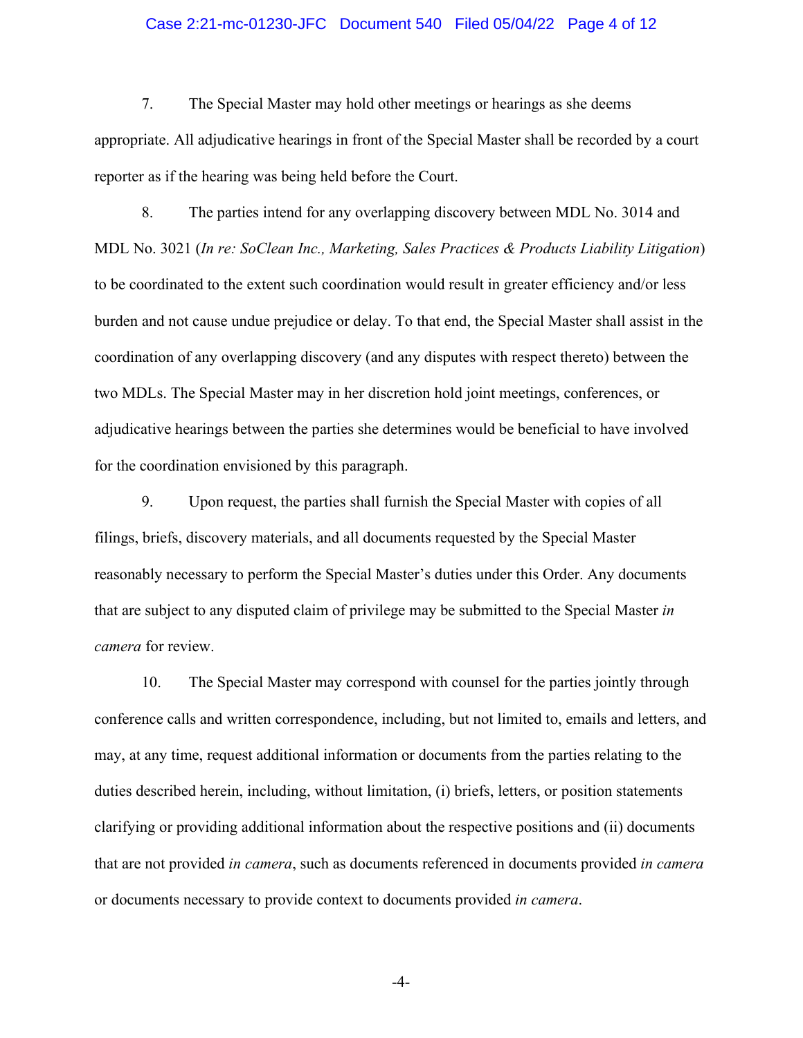7. The Special Master may hold other meetings or hearings as she deems appropriate. All adjudicative hearings in front of the Special Master shall be recorded by a court reporter as if the hearing was being held before the Court.

8. The parties intend for any overlapping discovery between MDL No. 3014 and MDL No. 3021 (*In re: SoClean Inc., Marketing, Sales Practices & Products Liability Litigation*) to be coordinated to the extent such coordination would result in greater efficiency and/or less burden and not cause undue prejudice or delay. To that end, the Special Master shall assist in the coordination of any overlapping discovery (and any disputes with respect thereto) between the two MDLs. The Special Master may in her discretion hold joint meetings, conferences, or adjudicative hearings between the parties she determines would be beneficial to have involved for the coordination envisioned by this paragraph.

9. Upon request, the parties shall furnish the Special Master with copies of all filings, briefs, discovery materials, and all documents requested by the Special Master reasonably necessary to perform the Special Master's duties under this Order. Any documents that are subject to any disputed claim of privilege may be submitted to the Special Master *in camera* for review.

10. The Special Master may correspond with counsel for the parties jointly through conference calls and written correspondence, including, but not limited to, emails and letters, and may, at any time, request additional information or documents from the parties relating to the duties described herein, including, without limitation, (i) briefs, letters, or position statements clarifying or providing additional information about the respective positions and (ii) documents that are not provided *in camera*, such as documents referenced in documents provided *in camera* or documents necessary to provide context to documents provided *in camera*.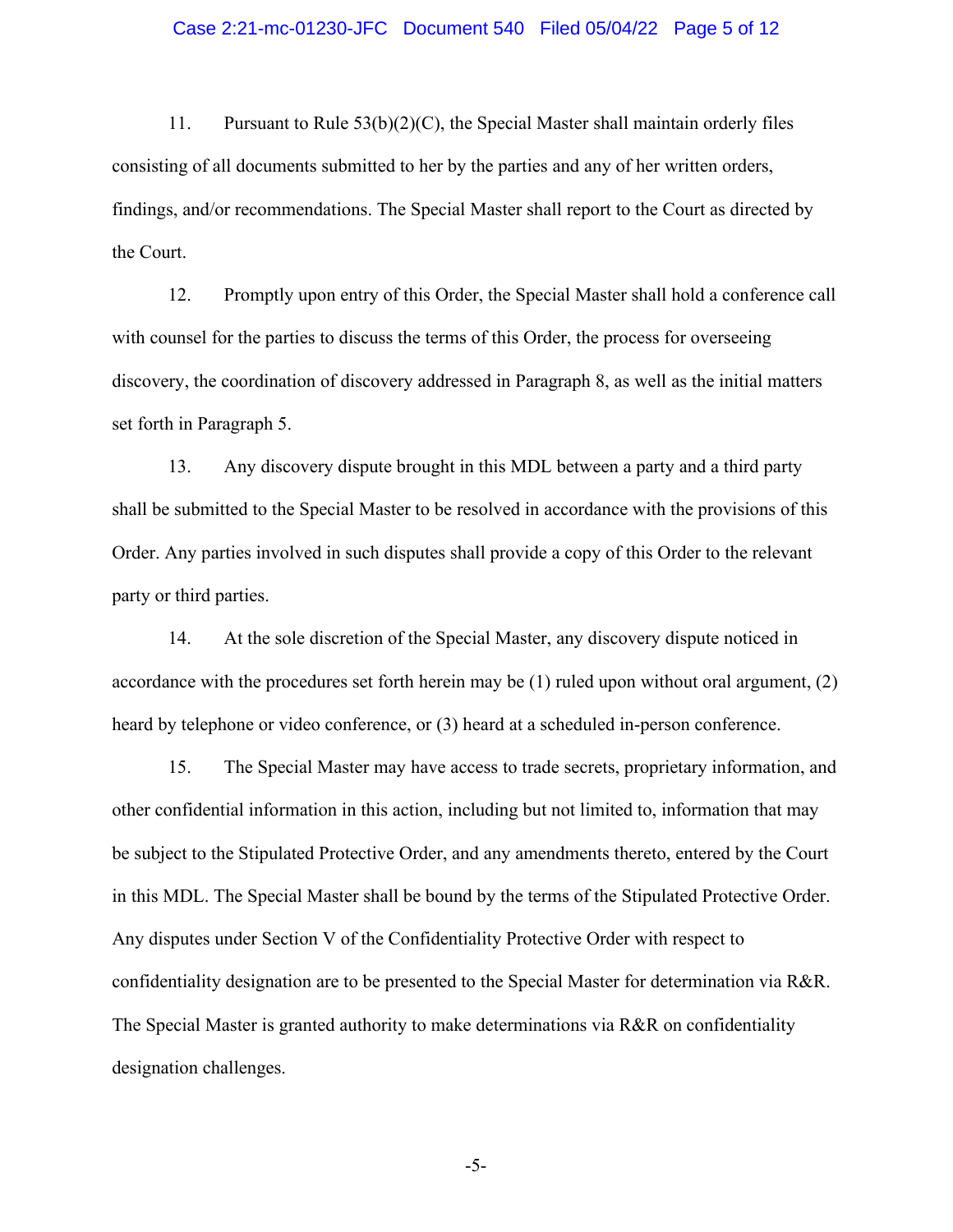11. Pursuant to Rule 53(b)(2)(C), the Special Master shall maintain orderly files consisting of all documents submitted to her by the parties and any of her written orders, findings, and/or recommendations. The Special Master shall report to the Court as directed by the Court.

12. Promptly upon entry of this Order, the Special Master shall hold a conference call with counsel for the parties to discuss the terms of this Order, the process for overseeing discovery, the coordination of discovery addressed in Paragraph 8, as well as the initial matters set forth in Paragraph 5.

13. Any discovery dispute brought in this MDL between a party and a third party shall be submitted to the Special Master to be resolved in accordance with the provisions of this Order. Any parties involved in such disputes shall provide a copy of this Order to the relevant party or third parties.

14. At the sole discretion of the Special Master, any discovery dispute noticed in accordance with the procedures set forth herein may be (1) ruled upon without oral argument, (2) heard by telephone or video conference, or (3) heard at a scheduled in-person conference.

15. The Special Master may have access to trade secrets, proprietary information, and other confidential information in this action, including but not limited to, information that may be subject to the Stipulated Protective Order, and any amendments thereto, entered by the Court in this MDL. The Special Master shall be bound by the terms of the Stipulated Protective Order. Any disputes under Section V of the Confidentiality Protective Order with respect to confidentiality designation are to be presented to the Special Master for determination via R&R. The Special Master is granted authority to make determinations via R&R on confidentiality designation challenges.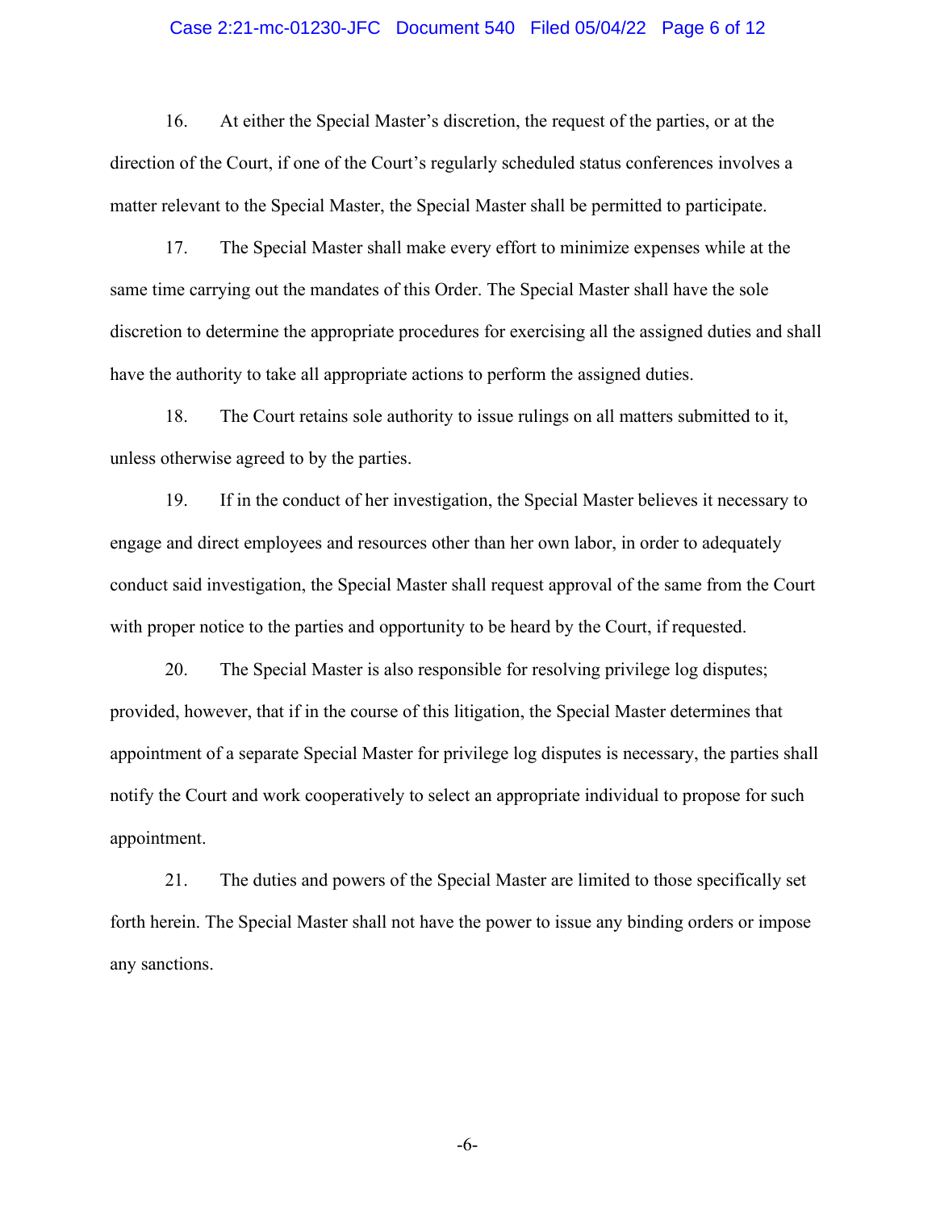16. At either the Special Master's discretion, the request of the parties, or at the direction of the Court, if one of the Court's regularly scheduled status conferences involves a matter relevant to the Special Master, the Special Master shall be permitted to participate.

17. The Special Master shall make every effort to minimize expenses while at the same time carrying out the mandates of this Order. The Special Master shall have the sole discretion to determine the appropriate procedures for exercising all the assigned duties and shall have the authority to take all appropriate actions to perform the assigned duties.

18. The Court retains sole authority to issue rulings on all matters submitted to it, unless otherwise agreed to by the parties.

19. If in the conduct of her investigation, the Special Master believes it necessary to engage and direct employees and resources other than her own labor, in order to adequately conduct said investigation, the Special Master shall request approval of the same from the Court with proper notice to the parties and opportunity to be heard by the Court, if requested.

20. The Special Master is also responsible for resolving privilege log disputes; provided, however, that if in the course of this litigation, the Special Master determines that appointment of a separate Special Master for privilege log disputes is necessary, the parties shall notify the Court and work cooperatively to select an appropriate individual to propose for such appointment.

21. The duties and powers of the Special Master are limited to those specifically set forth herein. The Special Master shall not have the power to issue any binding orders or impose any sanctions.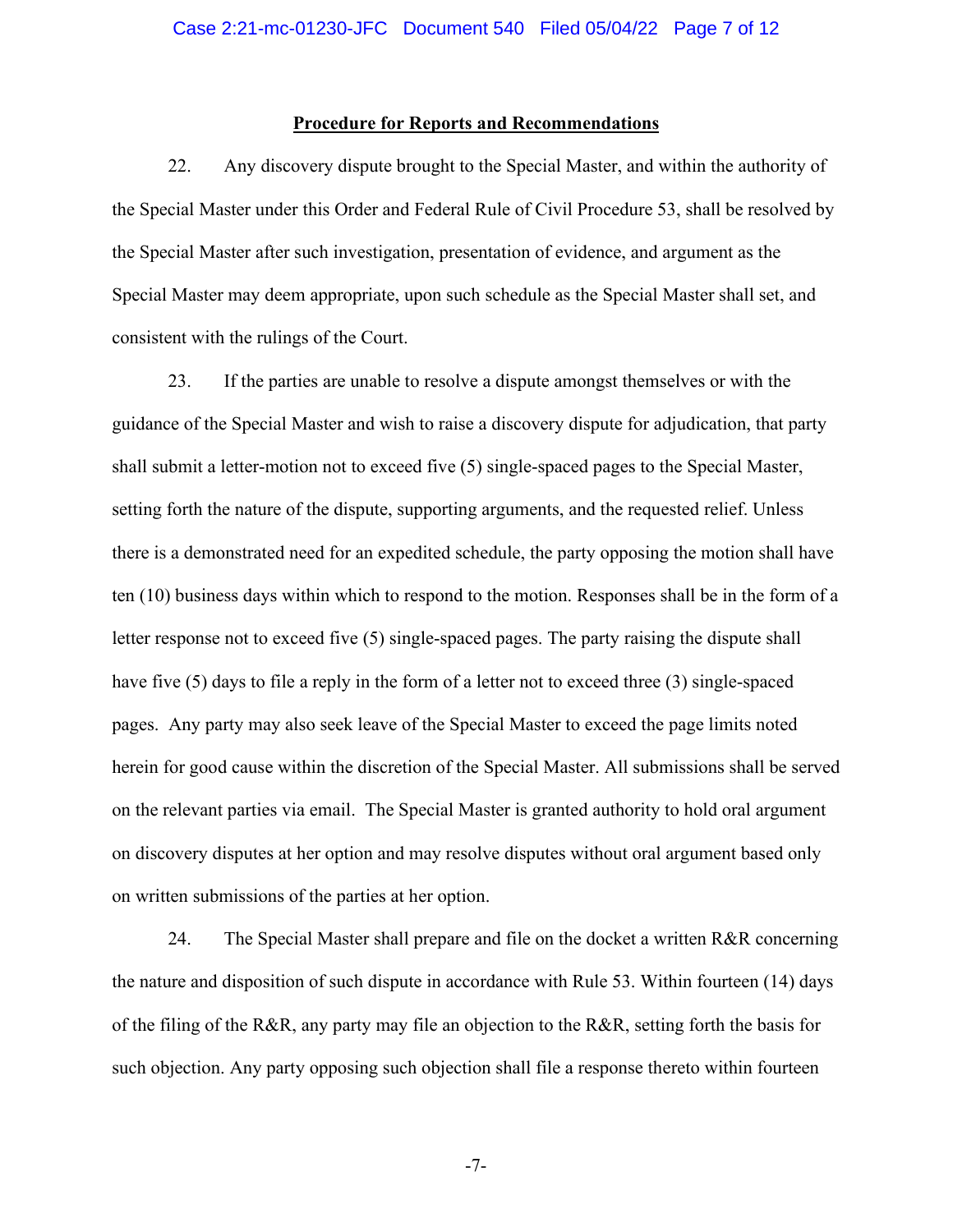**Procedure for Reports and Recommendations**

22. Any discovery dispute brought to the Special Master, and within the authority of the Special Master under this Order and Federal Rule of Civil Procedure 53, shall be resolved by the Special Master after such investigation, presentation of evidence, and argument as the Special Master may deem appropriate, upon such schedule as the Special Master shall set, and consistent with the rulings of the Court.

23. If the parties are unable to resolve a dispute amongst themselves or with the guidance of the Special Master and wish to raise a discovery dispute for adjudication, that party shall submit a letter-motion not to exceed five (5) single-spaced pages to the Special Master, setting forth the nature of the dispute, supporting arguments, and the requested relief. Unless there is a demonstrated need for an expedited schedule, the party opposing the motion shall have ten (10) business days within which to respond to the motion. Responses shall be in the form of a letter response not to exceed five (5) single-spaced pages. The party raising the dispute shall have five (5) days to file a reply in the form of a letter not to exceed three (3) single-spaced pages. Any party may also seek leave of the Special Master to exceed the page limits noted herein for good cause within the discretion of the Special Master. All submissions shall be served on the relevant parties via email. The Special Master is granted authority to hold oral argument on discovery disputes at her option and may resolve disputes without oral argument based only on written submissions of the parties at her option.

24. The Special Master shall prepare and file on the docket a written R&R concerning the nature and disposition of such dispute in accordance with Rule 53. Within fourteen (14) days of the filing of the R&R, any party may file an objection to the R&R, setting forth the basis for such objection. Any party opposing such objection shall file a response thereto within fourteen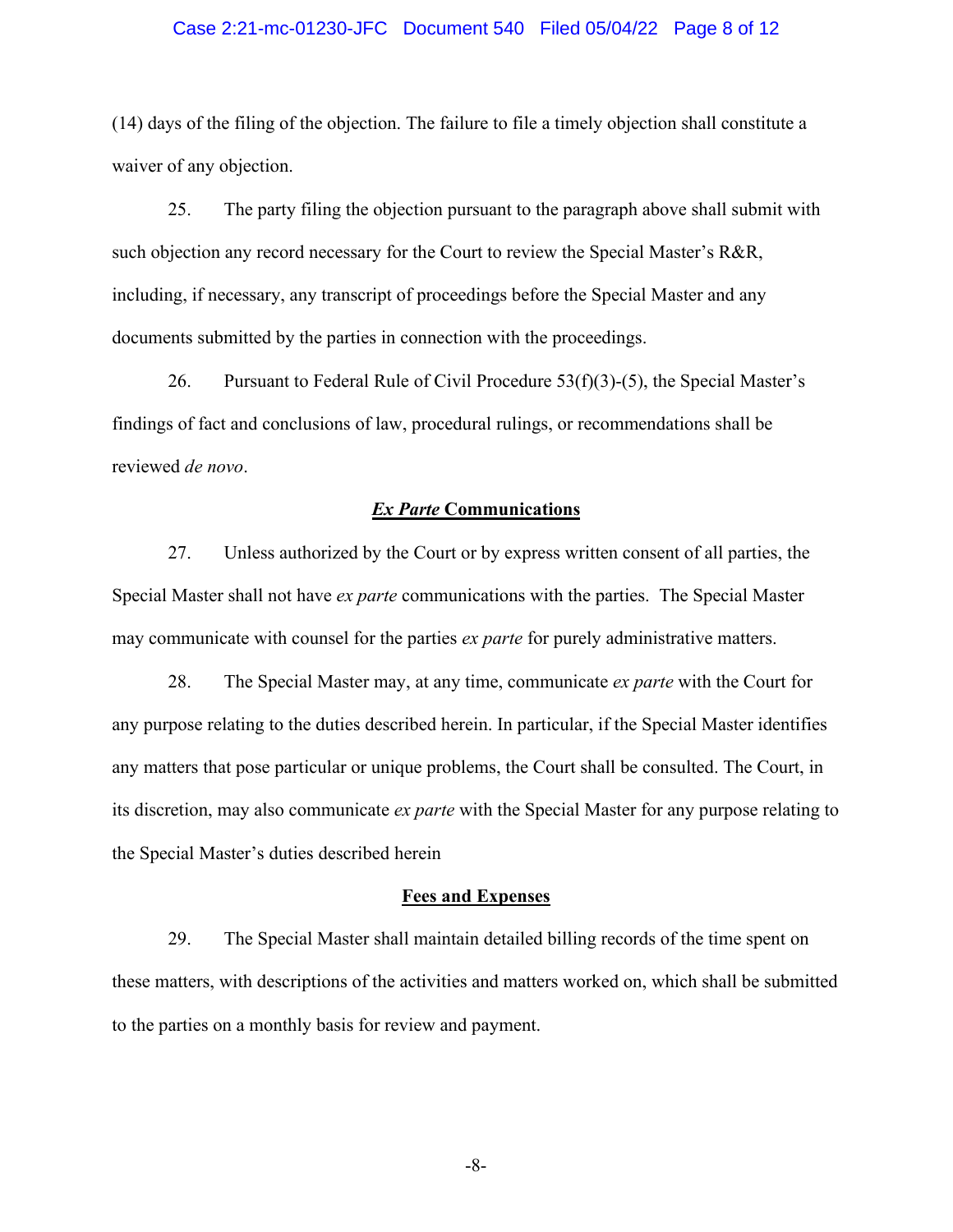(14) days of the filing of the objection. The failure to file a timely objection shall constitute a waiver of any objection.

25. The party filing the objection pursuant to the paragraph above shall submit with such objection any record necessary for the Court to review the Special Master's R&R, including, if necessary, any transcript of proceedings before the Special Master and any documents submitted by the parties in connection with the proceedings.

26. Pursuant to Federal Rule of Civil Procedure 53(f)(3)-(5), the Special Master's findings of fact and conclusions of law, procedural rulings, or recommendations shall be reviewed *de novo*.

## ***Ex Parte* Communications**

27. Unless authorized by the Court or by express written consent of all parties, the Special Master shall not have *ex parte* communications with the parties. The Special Master may communicate with counsel for the parties *ex parte* for purely administrative matters.

28. The Special Master may, at any time, communicate *ex parte* with the Court for any purpose relating to the duties described herein. In particular, if the Special Master identifies any matters that pose particular or unique problems, the Court shall be consulted. The Court, in its discretion, may also communicate *ex parte* with the Special Master for any purpose relating to the Special Master's duties described herein

## **Fees and Expenses**

29. The Special Master shall maintain detailed billing records of the time spent on these matters, with descriptions of the activities and matters worked on, which shall be submitted to the parties on a monthly basis for review and payment.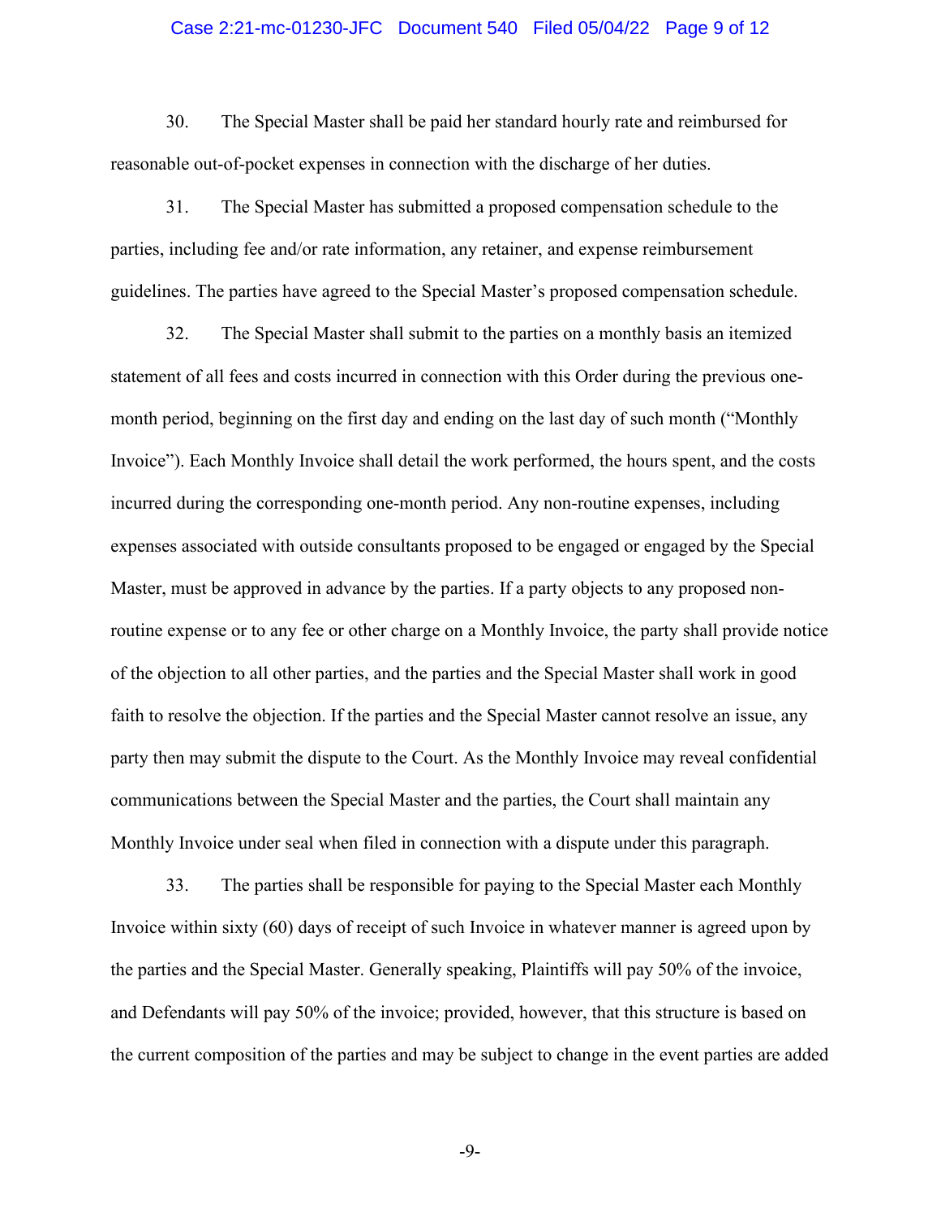30. The Special Master shall be paid her standard hourly rate and reimbursed for reasonable out-of-pocket expenses in connection with the discharge of her duties.

31. The Special Master has submitted a proposed compensation schedule to the parties, including fee and/or rate information, any retainer, and expense reimbursement guidelines. The parties have agreed to the Special Master's proposed compensation schedule.

32. The Special Master shall submit to the parties on a monthly basis an itemized statement of all fees and costs incurred in connection with this Order during the previous one-month period, beginning on the first day and ending on the last day of such month ("Monthly Invoice"). Each Monthly Invoice shall detail the work performed, the hours spent, and the costs incurred during the corresponding one-month period. Any non-routine expenses, including expenses associated with outside consultants proposed to be engaged or engaged by the Special Master, must be approved in advance by the parties. If a party objects to any proposed non-routine expense or to any fee or other charge on a Monthly Invoice, the party shall provide notice of the objection to all other parties, and the parties and the Special Master shall work in good faith to resolve the objection. If the parties and the Special Master cannot resolve an issue, any party then may submit the dispute to the Court. As the Monthly Invoice may reveal confidential communications between the Special Master and the parties, the Court shall maintain any Monthly Invoice under seal when filed in connection with a dispute under this paragraph.

33. The parties shall be responsible for paying to the Special Master each Monthly Invoice within sixty (60) days of receipt of such Invoice in whatever manner is agreed upon by the parties and the Special Master. Generally speaking, Plaintiffs will pay 50% of the invoice, and Defendants will pay 50% of the invoice; provided, however, that this structure is based on the current composition of the parties and may be subject to change in the event parties are added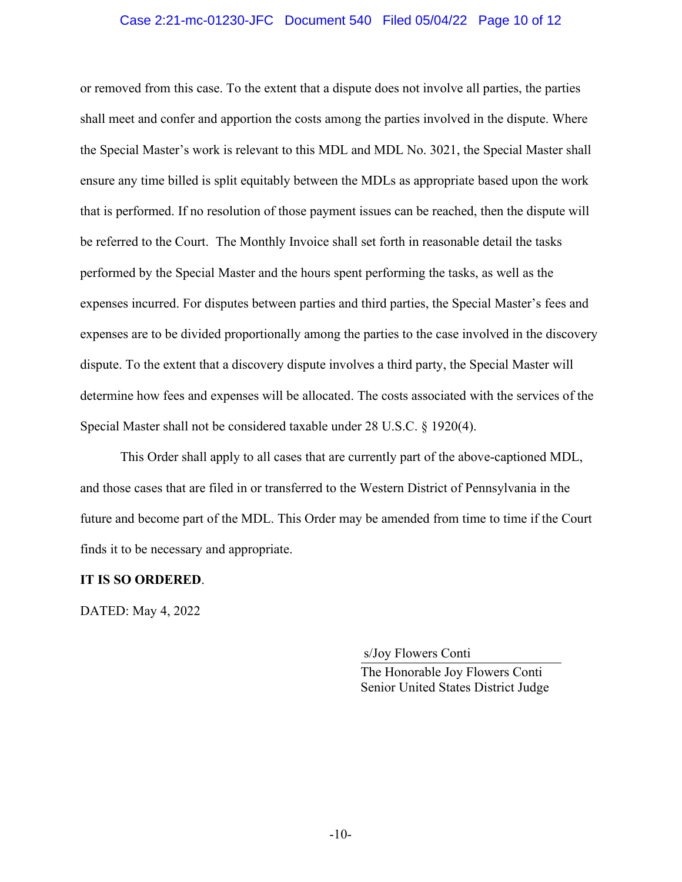or removed from this case. To the extent that a dispute does not involve all parties, the parties shall meet and confer and apportion the costs among the parties involved in the dispute. Where the Special Master's work is relevant to this MDL and MDL No. 3021, the Special Master shall ensure any time billed is split equitably between the MDLs as appropriate based upon the work that is performed. If no resolution of those payment issues can be reached, then the dispute will be referred to the Court. The Monthly Invoice shall set forth in reasonable detail the tasks performed by the Special Master and the hours spent performing the tasks, as well as the expenses incurred. For disputes between parties and third parties, the Special Master's fees and expenses are to be divided proportionally among the parties to the case involved in the discovery dispute. To the extent that a discovery dispute involves a third party, the Special Master will determine how fees and expenses will be allocated. The costs associated with the services of the Special Master shall not be considered taxable under 28 U.S.C. § 1920(4).

This Order shall apply to all cases that are currently part of the above-captioned MDL, and those cases that are filed in or transferred to the Western District of Pennsylvania in the future and become part of the MDL. This Order may be amended from time to time if the Court finds it to be necessary and appropriate.

**IT IS SO ORDERED**.

DATED: May 4, 2022

s/Joy Flowers Conti
The Honorable Joy Flowers Conti
Senior United States District Judge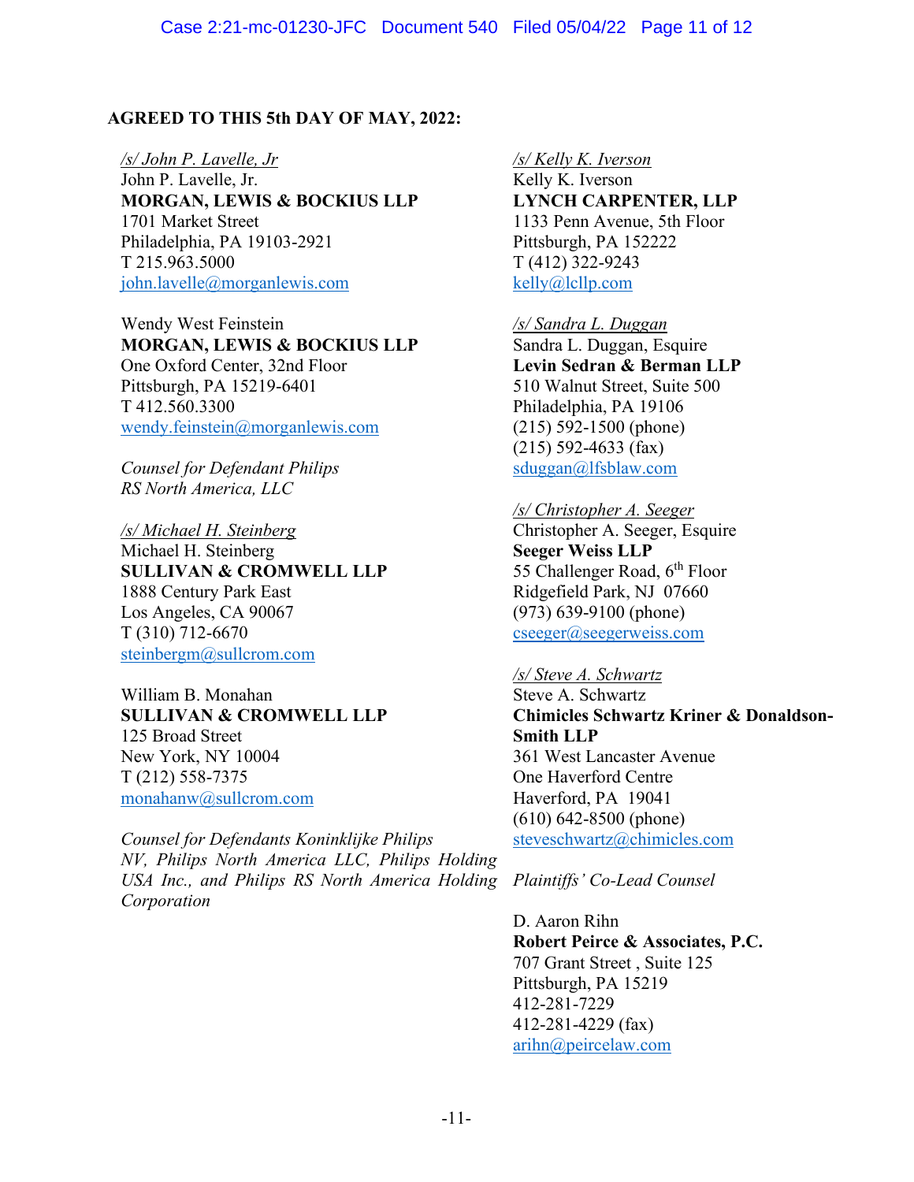**AGREED TO THIS 5th DAY OF MAY, 2022:**

*/s/ John P. Lavelle, Jr*
John P. Lavelle, Jr.
**MORGAN, LEWIS & BOCKIUS LLP**
1701 Market Street
Philadelphia, PA 19103-2921
T 215.963.5000
john.lavelle@morganlewis.com

Wendy West Feinstein
**MORGAN, LEWIS & BOCKIUS LLP**
One Oxford Center, 32nd Floor
Pittsburgh, PA 15219-6401
T 412.560.3300
wendy.feinstein@morganlewis.com

*Counsel for Defendant Philips RS North America, LLC*

*/s/ Michael H. Steinberg*
Michael H. Steinberg
**SULLIVAN & CROMWELL LLP**
1888 Century Park East
Los Angeles, CA 90067
T (310) 712-6670
steinbergm@sullcrom.com

William B. Monahan
**SULLIVAN & CROMWELL LLP**
125 Broad Street
New York, NY 10004
T (212) 558-7375
monahanw@sullcrom.com

*Counsel for Defendants Koninklijke Philips NV, Philips North America LLC, Philips Holding USA Inc., and Philips RS North America Holding Corporation*

*/s/ Kelly K. Iverson*
Kelly K. Iverson
**LYNCH CARPENTER, LLP**
1133 Penn Avenue, 5th Floor
Pittsburgh, PA 152222
T (412) 322-9243
kelly@lcllp.com

*/s/ Sandra L. Duggan*
Sandra L. Duggan, Esquire
**Levin Sedran & Berman LLP**
510 Walnut Street, Suite 500
Philadelphia, PA 19106
(215) 592-1500 (phone)
(215) 592-4633 (fax)
sduggan@lfsblaw.com

*/s/ Christopher A. Seeger*
Christopher A. Seeger, Esquire
**Seeger Weiss LLP**
55 Challenger Road, 6th Floor
Ridgefield Park, NJ 07660
(973) 639-9100 (phone)
cseeger@seegerweiss.com

*/s/ Steve A. Schwartz*
Steve A. Schwartz
**Chimicles Schwartz Kriner & Donaldson-Smith LLP**
361 West Lancaster Avenue
One Haverford Centre
Haverford, PA 19041
(610) 642-8500 (phone)
steveschwartz@chimicles.com

*Plaintiffs' Co-Lead Counsel*

D. Aaron Rihn
**Robert Peirce & Associates, P.C.**
707 Grant Street , Suite 125
Pittsburgh, PA 15219
412-281-7229
412-281-4229 (fax)
arihn@peircelaw.com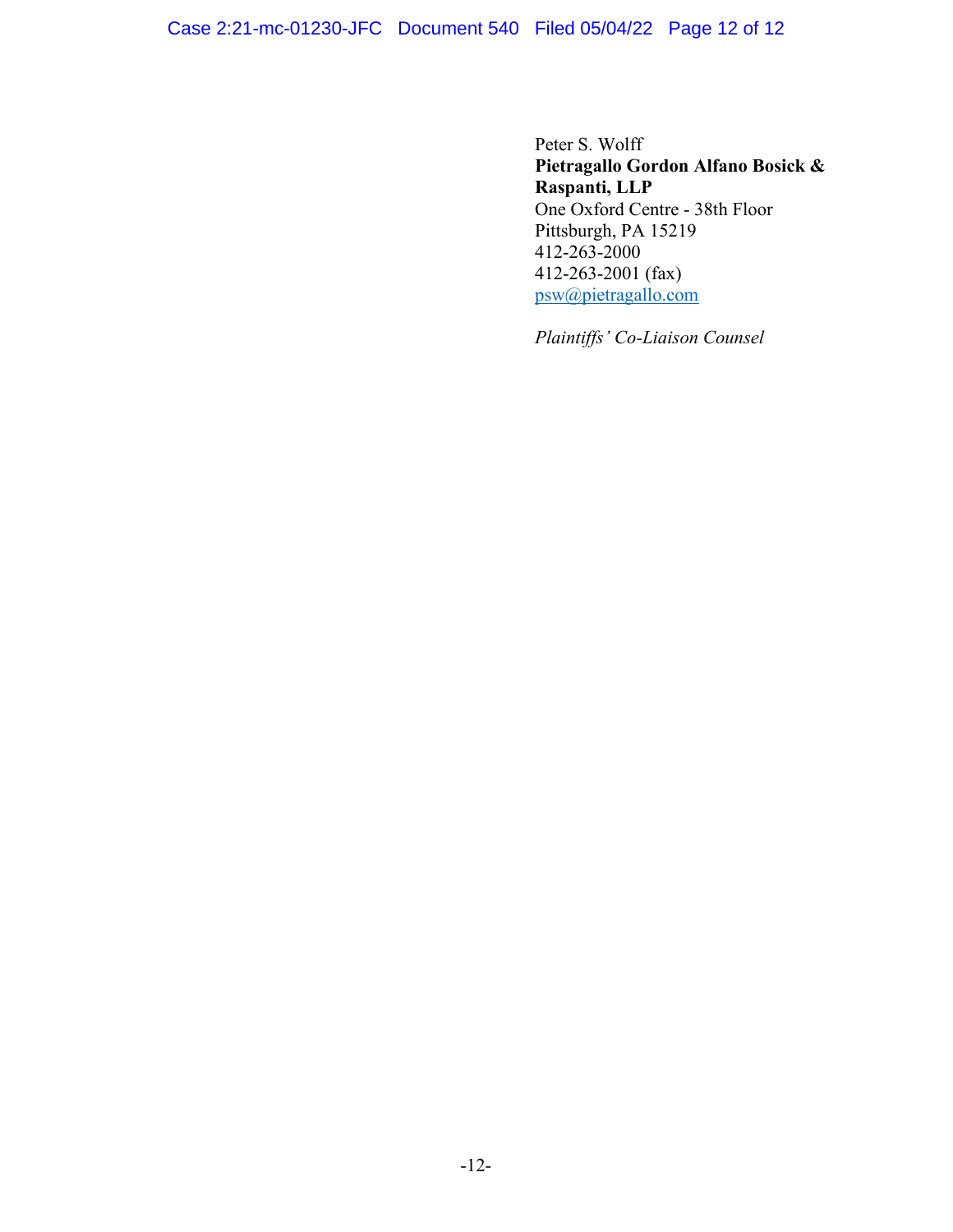Peter S. Wolff
**Pietragallo Gordon Alfano Bosick & Raspanti, LLP**
One Oxford Centre - 38th Floor
Pittsburgh, PA 15219
412-263-2000
412-263-2001 (fax)
psw@pietragallo.com

*Plaintiffs' Co-Liaison Counsel*